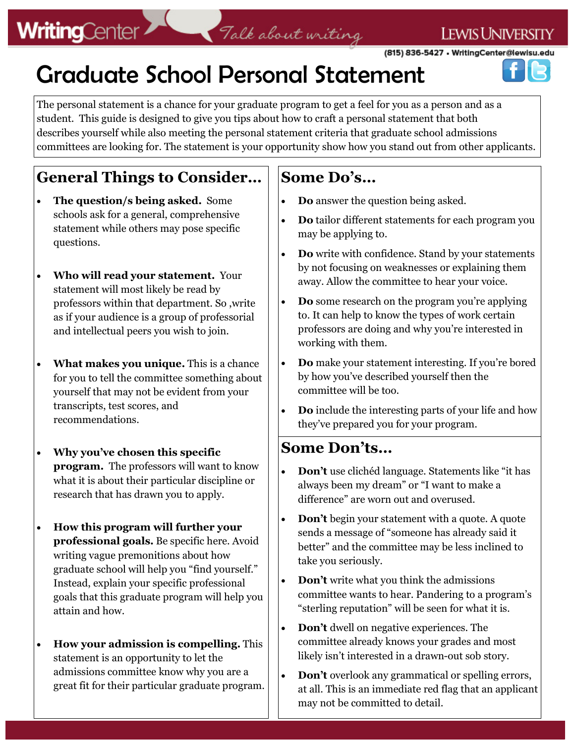# Graduate School Personal Statement

The personal statement is a chance for your graduate program to get a feel for you as a person and as a student. This guide is designed to give you tips about how to craft a personal statement that both describes yourself while also meeting the personal statement criteria that graduate school admissions committees are looking for. The statement is your opportunity show how you stand out from other applicants.

## General Things to Consider…

- **The question/s being asked.** Some schools ask for a general, comprehensive statement while others may pose specific questions.
- **Who will read your statement.** Your statement will most likely be read by professors within that department. So ,write as if your audience is a group of professorial and intellectual peers you wish to join.
- **What makes you unique.** This is a chance for you to tell the committee something about yourself that may not be evident from your transcripts, test scores, and recommendations.
- **Why you've chosen this specific program.** The professors will want to know what it is about their particular discipline or research that has drawn you to apply.
- **How this program will further your professional goals.** Be specific here. Avoid writing vague premonitions about how graduate school will help you "find yourself." Instead, explain your specific professional goals that this graduate program will help you attain and how.
- **How your admission is compelling.** This statement is an opportunity to let the admissions committee know why you are a great fit for their particular graduate program.

## Some Do's…

- **Do** answer the question being asked.
- **Do** tailor different statements for each program you may be applying to.
- **Do** write with confidence. Stand by your statements by not focusing on weaknesses or explaining them away. Allow the committee to hear your voice.
- **Do** some research on the program you're applying to. It can help to know the types of work certain professors are doing and why you're interested in working with them.
- **Do** make your statement interesting. If you're bored by how you've described yourself then the committee will be too.
- **Do** include the interesting parts of your life and how they've prepared you for your program.

## Some Don'ts…

- **Don't** use clichéd language. Statements like "it has always been my dream" or "I want to make a difference" are worn out and overused.
- **Don't** begin your statement with a quote. A quote sends a message of "someone has already said it better" and the committee may be less inclined to take you seriously.
- **Don't** write what you think the admissions committee wants to hear. Pandering to a program's "sterling reputation" will be seen for what it is.
- **Don't** dwell on negative experiences. The committee already knows your grades and most likely isn't interested in a drawn-out sob story.
- **Don't** overlook any grammatical or spelling errors, at all. This is an immediate red flag that an applicant may not be committed to detail.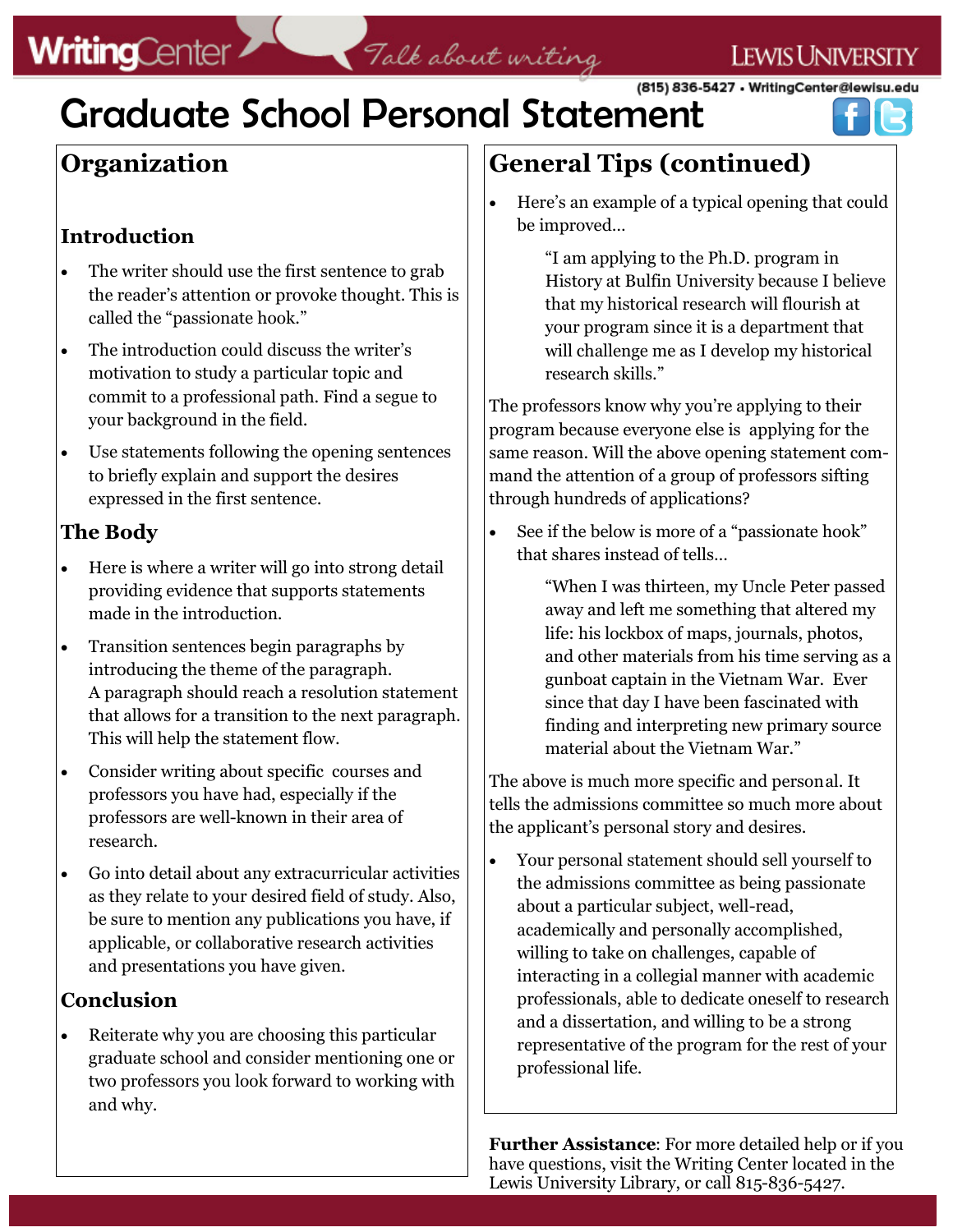# Graduate School Personal Statement

## Organization

### Introduction

- The writer should use the first sentence to grab the reader's attention or provoke thought. This is called the "passionate hook."
- The introduction could discuss the writer's motivation to study a particular topic and commit to a professional path. Find a segue to your background in the field.
- Use statements following the opening sentences to briefly explain and support the desires expressed in the first sentence.

### The Body

- Here is where a writer will go into strong detail providing evidence that supports statements made in the introduction.
- Transition sentences begin paragraphs by introducing the theme of the paragraph. A paragraph should reach a resolution statement that allows for a transition to the next paragraph. This will help the statement flow.
- Consider writing about specific courses and professors you have had, especially if the professors are well-known in their area of research.
- Go into detail about any extracurricular activities as they relate to your desired field of study. Also, be sure to mention any publications you have, if applicable, or collaborative research activities and presentations you have given.

### Conclusion

- Reiterate why you are choosing this particular graduate school and consider mentioning one or two professors you look forward to working with and why.

## General Tips (continued)

- Here's an example of a typical opening that could be improved…

> "I am applying to the Ph.D. program in History at Bulfin University because I believe that my historical research will flourish at your program since it is a department that will challenge me as I develop my historical research skills."

The professors know why you're applying to their program because everyone else is applying for the same reason. Will the above opening statement command the attention of a group of professors sifting through hundreds of applications?

- See if the below is more of a "passionate hook" that shares instead of tells…

> "When I was thirteen, my Uncle Peter passed away and left me something that altered my life: his lockbox of maps, journals, photos, and other materials from his time serving as a gunboat captain in the Vietnam War. Ever since that day I have been fascinated with finding and interpreting new primary source material about the Vietnam War."

The above is much more specific and personal. It tells the admissions committee so much more about the applicant's personal story and desires.

- Your personal statement should sell yourself to the admissions committee as being passionate about a particular subject, well-read, academically and personally accomplished, willing to take on challenges, capable of interacting in a collegial manner with academic professionals, able to dedicate oneself to research and a dissertation, and willing to be a strong representative of the program for the rest of your professional life.

**Further Assistance**: For more detailed help or if you have questions, visit the Writing Center located in the Lewis University Library, or call 815-836-5427.